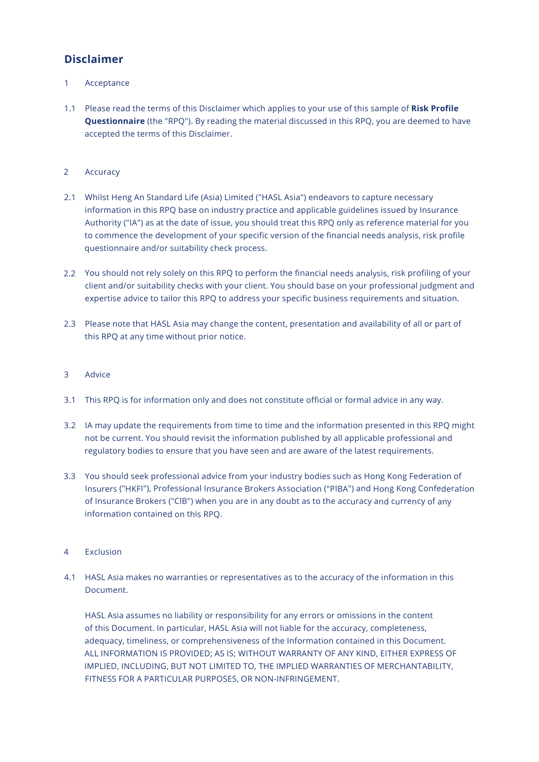## Disclaimer

1 Acceptance

1.1 Please read the terms of this Disclaimer which applies to your use of this sample of **Risk Profile Questionnaire** (the "RPQ"). By reading the material discussed in this RPQ, you are deemed to have accepted the terms of this Disclaimer.

2 Accuracy

2.1 Whilst Heng An Standard Life (Asia) Limited ("HASL Asia") endeavors to capture necessary information in this RPQ base on industry practice and applicable guidelines issued by Insurance Authority ("IA") as at the date of issue, you should treat this RPQ only as reference material for you to commence the development of your specific version of the financial needs analysis, risk profile questionnaire and/or suitability check process.

2.2 You should not rely solely on this RPQ to perform the financial needs analysis, risk profiling of your client and/or suitability checks with your client. You should base on your professional judgment and expertise advice to tailor this RPQ to address your specific business requirements and situation.

2.3 Please note that HASL Asia may change the content, presentation and availability of all or part of this RPQ at any time without prior notice.

3 Advice

3.1 This RPQ is for information only and does not constitute official or formal advice in any way.

3.2 IA may update the requirements from time to time and the information presented in this RPQ might not be current. You should revisit the information published by all applicable professional and regulatory bodies to ensure that you have seen and are aware of the latest requirements.

3.3 You should seek professional advice from your industry bodies such as Hong Kong Federation of Insurers ("HKFI"), Professional Insurance Brokers Association ("PIBA") and Hong Kong Confederation of Insurance Brokers ("CIB") when you are in any doubt as to the accuracy and currency of any information contained on this RPQ.

4 Exclusion

4.1 HASL Asia makes no warranties or representatives as to the accuracy of the information in this Document.

HASL Asia assumes no liability or responsibility for any errors or omissions in the content of this Document. In particular, HASL Asia will not liable for the accuracy, completeness, adequacy, timeliness, or comprehensiveness of the Information contained in this Document. ALL INFORMATION IS PROVIDED; AS IS; WITHOUT WARRANTY OF ANY KIND, EITHER EXPRESS OF IMPLIED, INCLUDING, BUT NOT LIMITED TO, THE IMPLIED WARRANTIES OF MERCHANTABILITY, FITNESS FOR A PARTICULAR PURPOSES, OR NON-INFRINGEMENT.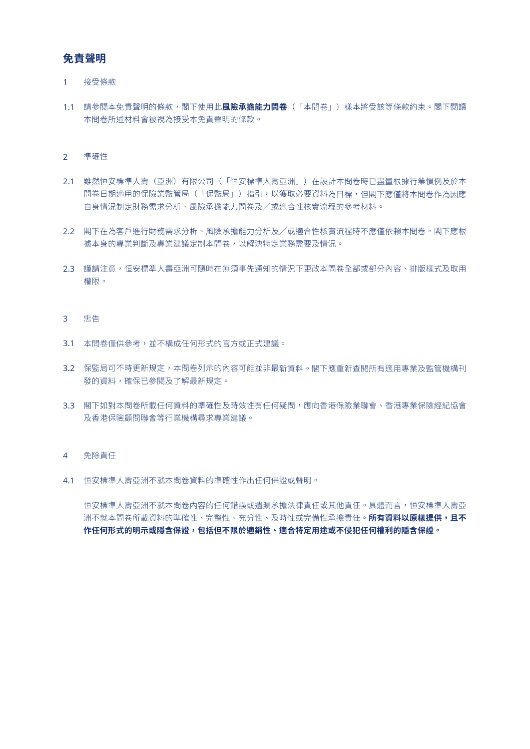## 免責聲明

1 接受條款

1.1 請參閱本免責聲明的條款，閣下使用此**風險承擔能力問卷**（「本問卷」）樣本將受該等條款約束。閣下閱讀本問卷所述材料會被視為接受本免責聲明的條款。

2 準確性

2.1 雖然恒安標準人壽（亞洲）有限公司（「恒安標準人壽亞洲」）在設計本問卷時已盡量根據行業慣例及於本問卷日期適用的保險業監管局（「保監局」）指引，以獲取必要資料為目標，但閣下應僅將本問卷作為因應自身情況制定財務需求分析、風險承擔能力問卷及／或適合性核實流程的參考材料。

2.2 閣下在為客戶進行財務需求分析、風險承擔能力分析及／或適合性核實流程時不應僅依賴本問卷。閣下應根據本身的專業判斷及專業建議定制本問卷，以解決特定業務需要及情況。

2.3 謹請注意，恒安標準人壽亞洲可隨時在無須事先通知的情況下更改本問卷全部或部分內容、排版樣式及取用權限。

3 忠告

3.1 本問卷僅供參考，並不構成任何形式的官方或正式建議。

3.2 保監局可不時更新規定，本問卷列示的內容可能並非最新資料。閣下應重新查閱所有適用專業及監管機構刊發的資料，確保已參閱及了解最新規定。

3.3 閣下如對本問卷所載任何資料的準確性及時效性有任何疑問，應向香港保險業聯會、香港專業保險經紀協會及香港保險顧問聯會等行業機構尋求專業建議。

4 免除責任

4.1 恒安標準人壽亞洲不就本問卷資料的準確性作出任何保證或聲明。

恒安標準人壽亞洲不就本問卷內容的任何錯誤或遺漏承擔法律責任或其他責任。具體而言，恒安標準人壽亞洲不就本問卷所載資料的準確性、完整性、充分性、及時性或完備性承擔責任。**所有資料以原樣提供，且不作任何形式的明示或隱含保證，包括但不限於適銷性、適合特定用途或不侵犯任何權利的隱含保證。**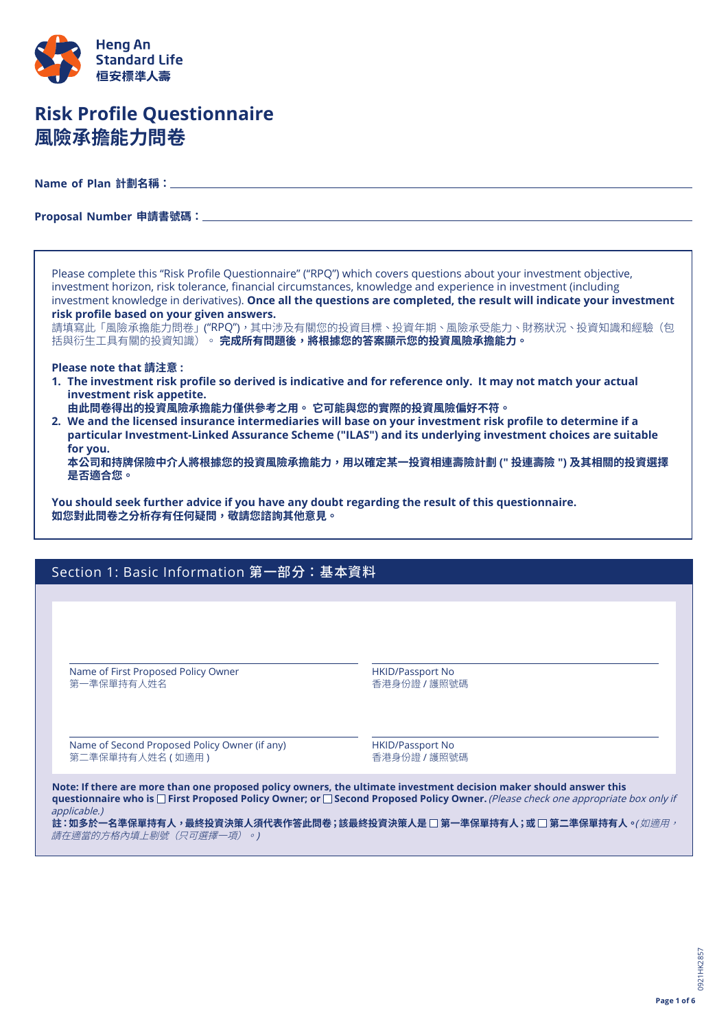Heng An Standard Life
恒安標準人壽

# Risk Profile Questionnaire
# 風險承擔能力問卷

**Name of Plan 計劃名稱：** ____________________

**Proposal Number 申請書號碼：** ____________________

Please complete this "Risk Profile Questionnaire" ("RPQ") which covers questions about your investment objective, investment horizon, risk tolerance, financial circumstances, knowledge and experience in investment (including investment knowledge in derivatives). **Once all the questions are completed, the result will indicate your investment risk profile based on your given answers.**
請填寫此「風險承擔能力問卷」("RPQ")，其中涉及有關您的投資目標、投資年期、風險承受能力、財務狀況、投資知識和經驗（包括與衍生工具有關的投資知識）。**完成所有問題後，將根據您的答案顯示您的投資風險承擔能力。**

**Please note that 請注意：**

1. **The investment risk profile so derived is indicative and for reference only. It may not match your actual investment risk appetite.**
   **由此問卷得出的投資風險承擔能力僅供參考之用。 它可能與您的實際的投資風險偏好不符。**
2. **We and the licensed insurance intermediaries will base on your investment risk profile to determine if a particular Investment-Linked Assurance Scheme ("ILAS") and its underlying investment choices are suitable for you.**
   **本公司和持牌保險中介人將根據您的投資風險承擔能力，用以確定某一投資相連壽險計劃 (" 投連壽險 ") 及其相關的投資選擇是否適合您。**

**You should seek further advice if you have any doubt regarding the result of this questionnaire.**
**如您對此問卷之分析存有任何疑問，敬請您諮詢其他意見。**

## Section 1: Basic Information 第一部分：基本資料

| Name of First Proposed Policy Owner 第一準保單持有人姓名 | HKID/Passport No 香港身份證 / 護照號碼 |
|---|---|
| | |

| Name of Second Proposed Policy Owner (if any) 第二準保單持有人姓名 ( 如適用 ) | HKID/Passport No 香港身份證 / 護照號碼 |
|---|---|
| | |

**Note: If there are more than one proposed policy owners, the ultimate investment decision maker should answer this questionnaire who is ☐ First Proposed Policy Owner; or ☐ Second Proposed Policy Owner.** *(Please check one appropriate box only if applicable.)*
**註：如多於一名準保單持有人，最終投資決策人須代表作答此問卷；該最終投資決策人是 ☐ 第一準保單持有人；或 ☐ 第二準保單持有人。***(如適用，請在適當的方格內填上剔號（只可選擇一項）。)*

0921HK2857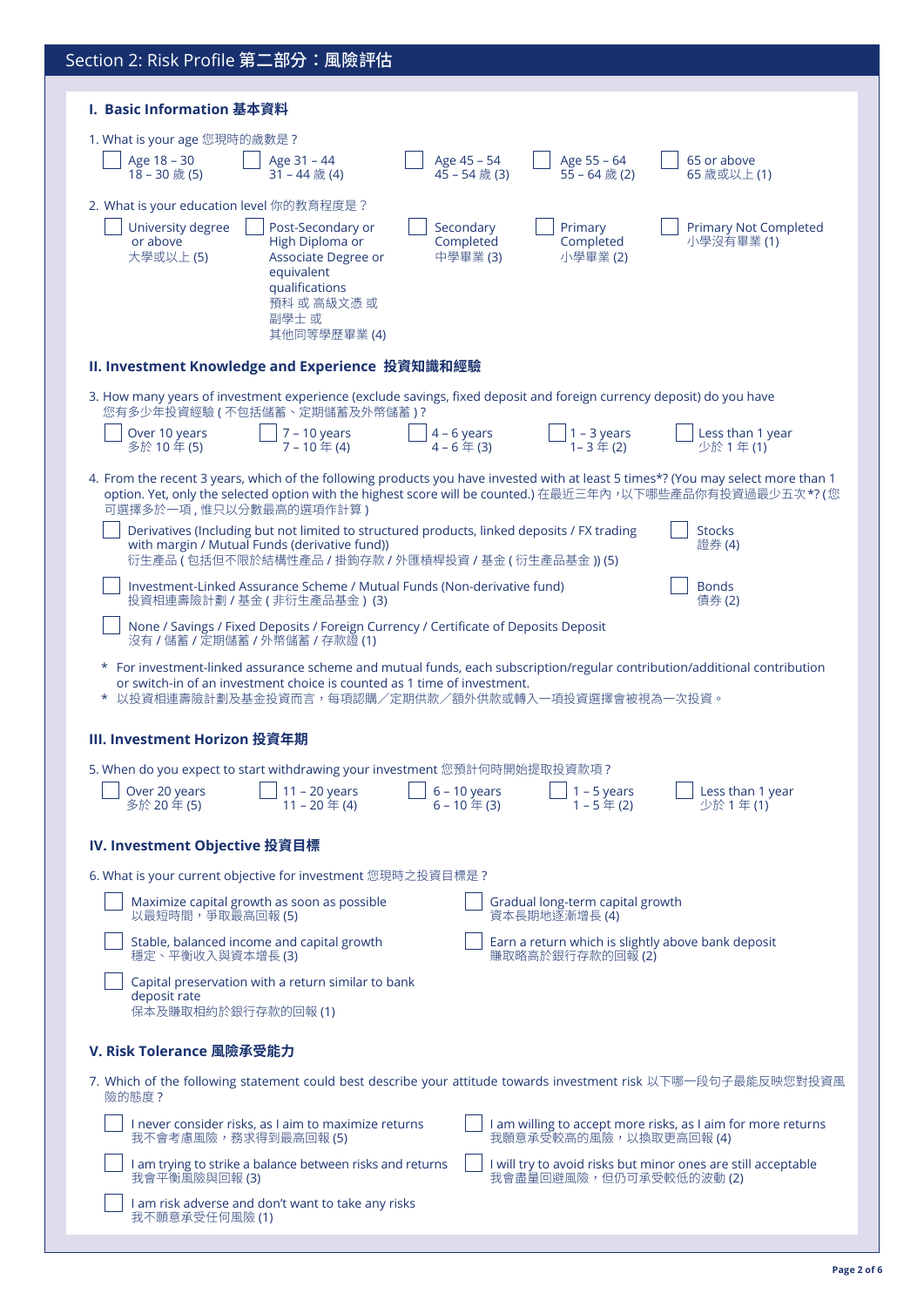## Section 2: Risk Profile 第二部分：風險評估

### I. Basic Information 基本資料

1. What is your age 您現時的歲數是？

- ☐ Age 18 – 30 18 – 30 歲 (5)
- ☐ Age 31 – 44 31 – 44 歲 (4)
- ☐ Age 45 – 54 45 – 54 歲 (3)
- ☐ Age 55 – 64 55 – 64 歲 (2)
- ☐ 65 or above 65 歲或以上 (1)

2. What is your education level 你的教育程度是？

- ☐ University degree or above 大學或以上 (5)
- ☐ Post-Secondary or High Diploma or Associate Degree or equivalent qualifications 預科 或 高級文憑 或 副學士 或 其他同等學歷畢業 (4)
- ☐ Secondary Completed 中學畢業 (3)
- ☐ Primary Completed 小學畢業 (2)
- ☐ Primary Not Completed 小學沒有畢業 (1)

### II. Investment Knowledge and Experience 投資知識和經驗

3. How many years of investment experience (exclude savings, fixed deposit and foreign currency deposit) do you have 您有多少年投資經驗 ( 不包括儲蓄、定期儲蓄及外幣儲蓄 )？

- ☐ Over 10 years 多於 10 年 (5)
- ☐ 7 – 10 years 7 – 10 年 (4)
- ☐ 4 – 6 years 4 – 6 年 (3)
- ☐ 1 – 3 years 1– 3 年 (2)
- ☐ Less than 1 year 少於 1 年 (1)

4. From the recent 3 years, which of the following products you have invested with at least 5 times*? (You may select more than 1 option. Yet, only the selected option with the highest score will be counted.) 在最近三年內，以下哪些產品你有投資過最少五次*? ( 您可選擇多於一項，惟只以分數最高的選項作計算 )

- ☐ Derivatives (Including but not limited to structured products, linked deposits / FX trading with margin / Mutual Funds (derivative fund)) 衍生產品 ( 包括但不限於結構性產品 / 掛鉤存款 / 外匯槓桿投資 / 基金 ( 衍生產品基金 )) (5)
- ☐ Stocks 證券 (4)
- ☐ Investment-Linked Assurance Scheme / Mutual Funds (Non-derivative fund) 投資相連壽險計劃 / 基金 ( 非衍生產品基金 ) (3)
- ☐ Bonds 債券 (2)
- ☐ None / Savings / Fixed Deposits / Foreign Currency / Certificate of Deposits Deposit 沒有 / 儲蓄 / 定期儲蓄 / 外幣儲蓄 / 存款證 (1)

\* For investment-linked assurance scheme and mutual funds, each subscription/regular contribution/additional contribution or switch-in of an investment choice is counted as 1 time of investment.
\* 以投資相連壽險計劃及基金投資而言，每項認購／定期供款／額外供款或轉入一項投資選擇會被視為一次投資。

### III. Investment Horizon 投資年期

5. When do you expect to start withdrawing your investment 您預計何時開始提取投資款項？

- ☐ Over 20 years 多於 20 年 (5)
- ☐ 11 – 20 years 11 – 20 年 (4)
- ☐ 6 – 10 years 6 – 10 年 (3)
- ☐ 1 – 5 years 1 – 5 年 (2)
- ☐ Less than 1 year 少於 1 年 (1)

### IV. Investment Objective 投資目標

6. What is your current objective for investment 您現時之投資目標是？

- ☐ Maximize capital growth as soon as possible 以最短時間，爭取最高回報 (5)
- ☐ Gradual long-term capital growth 資本長期地逐漸增長 (4)
- ☐ Stable, balanced income and capital growth 穩定、平衡收入與資本增長 (3)
- ☐ Earn a return which is slightly above bank deposit 賺取略高於銀行存款的回報 (2)
- ☐ Capital preservation with a return similar to bank deposit rate 保本及賺取相約於銀行存款的回報 (1)

### V. Risk Tolerance 風險承受能力

7. Which of the following statement could best describe your attitude towards investment risk 以下哪一段句子最能反映您對投資風險的態度？

- ☐ I never consider risks, as I aim to maximize returns 我不會考慮風險，務求得到最高回報 (5)
- ☐ I am willing to accept more risks, as I aim for more returns 我願意承受較高的風險，以換取更高回報 (4)
- ☐ I am trying to strike a balance between risks and returns 我會平衡風險與回報 (3)
- ☐ I will try to avoid risks but minor ones are still acceptable 我會盡量回避風險，但仍可承受較低的波動 (2)
- ☐ I am risk adverse and don't want to take any risks 我不願意承受任何風險 (1)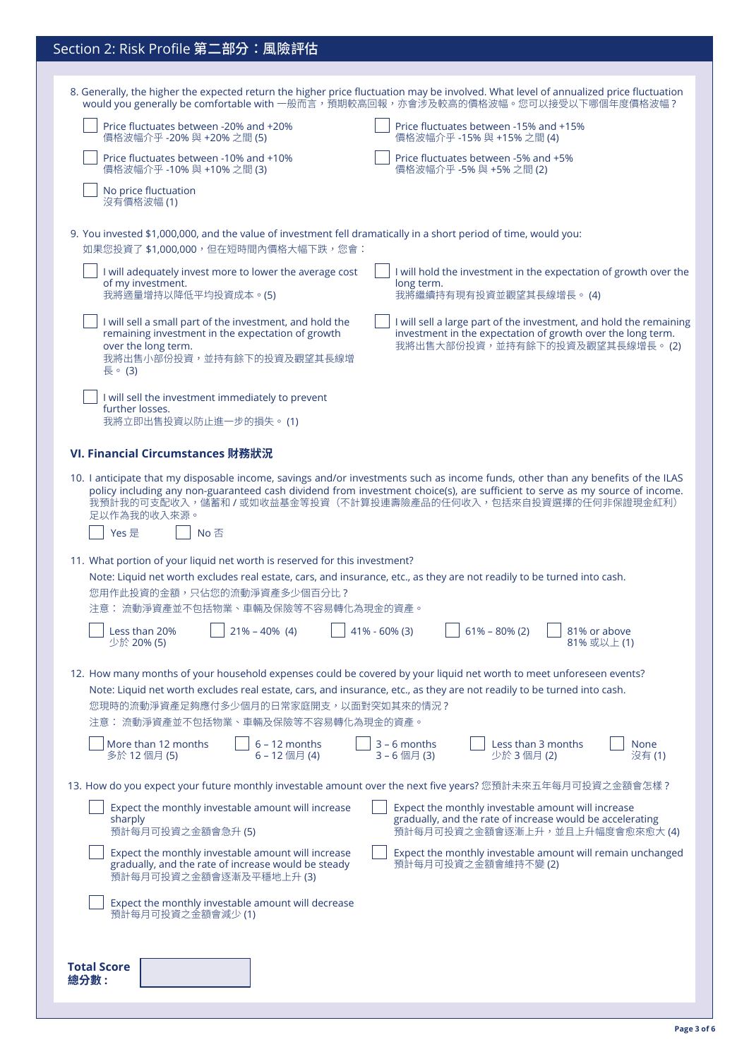## Section 2: Risk Profile 第二部分：風險評估

8. Generally, the higher the expected return the higher price fluctuation may be involved. What level of annualized price fluctuation would you generally be comfortable with 一般而言，預期較高回報，亦會涉及較高的價格波幅。您可以接受以下哪個年度價格波幅？

- ☐ Price fluctuates between -20% and +20%
  價格波幅介乎 -20% 與 +20% 之間 (5)
- ☐ Price fluctuates between -15% and +15%
  價格波幅介乎 -15% 與 +15% 之間 (4)
- ☐ Price fluctuates between -10% and +10%
  價格波幅介乎 -10% 與 +10% 之間 (3)
- ☐ Price fluctuates between -5% and +5%
  價格波幅介乎 -5% 與 +5% 之間 (2)
- ☐ No price fluctuation
  沒有價格波幅 (1)

9. You invested $1,000,000, and the value of investment fell dramatically in a short period of time, would you:
如果您投資了 $1,000,000，但在短時間內價格大幅下跌，您會：

- ☐ I will adequately invest more to lower the average cost of my investment.
  我將適量增持以降低平均投資成本。(5)
- ☐ I will hold the investment in the expectation of growth over the long term.
  我將繼續持有現有投資並觀望其長線增長。 (4)
- ☐ I will sell a small part of the investment, and hold the remaining investment in the expectation of growth over the long term.
  我將出售小部份投資，並持有餘下的投資及觀望其長線增長。 (3)
- ☐ I will sell a large part of the investment, and hold the remaining investment in the expectation of growth over the long term.
  我將出售大部份投資，並持有餘下的投資及觀望其長線增長。 (2)
- ☐ I will sell the investment immediately to prevent further losses.
  我將立即出售投資以防止進一步的損失。 (1)

### VI. Financial Circumstances 財務狀況

10. I anticipate that my disposable income, savings and/or investments such as income funds, other than any benefits of the ILAS policy including any non-guaranteed cash dividend from investment choice(s), are sufficient to serve as my source of income.
我預計我的可支配收入，儲蓄和 / 或如收益基金等投資（不計算投連壽險產品的任何收入，包括來自投資選擇的任何非保證現金紅利）足以作為我的收入來源。

- ☐ Yes 是
- ☐ No 否

11. What portion of your liquid net worth is reserved for this investment?
Note: Liquid net worth excludes real estate, cars, and insurance, etc., as they are not readily to be turned into cash.
您用作此投資的金額，只佔您的流動淨資產多少個百分比？
注意： 流動淨資產並不包括物業、車輛及保險等不容易轉化為現金的資產。

- ☐ Less than 20%
  少於 20% (5)
- ☐ 21% – 40% (4)
- ☐ 41% - 60% (3)
- ☐ 61% – 80% (2)
- ☐ 81% or above
  81% 或以上 (1)

12. How many months of your household expenses could be covered by your liquid net worth to meet unforeseen events?
Note: Liquid net worth excludes real estate, cars, and insurance, etc., as they are not readily to be turned into cash.
您現時的流動淨資產足夠應付多少個月的日常家庭開支，以面對突如其來的情況？
注意： 流動淨資產並不包括物業、車輛及保險等不容易轉化為現金的資產。

- ☐ More than 12 months
  多於 12 個月 (5)
- ☐ 6 – 12 months
  6 – 12 個月 (4)
- ☐ 3 – 6 months
  3 – 6 個月 (3)
- ☐ Less than 3 months
  少於 3 個月 (2)
- ☐ None
  沒有 (1)

13. How do you expect your future monthly investable amount over the next five years? 您預計未來五年每月可投資之金額會怎樣？

- ☐ Expect the monthly investable amount will increase sharply
  預計每月可投資之金額會急升 (5)
- ☐ Expect the monthly investable amount will increase gradually, and the rate of increase would be accelerating
  預計每月可投資之金額會逐漸上升，並且上升幅度會愈來愈大 (4)
- ☐ Expect the monthly investable amount will increase gradually, and the rate of increase would be steady
  預計每月可投資之金額會逐漸及平穩地上升 (3)
- ☐ Expect the monthly investable amount will remain unchanged
  預計每月可投資之金額會維持不變 (2)
- ☐ Expect the monthly investable amount will decrease
  預計每月可投資之金額會減少 (1)

**Total Score 總分數：** ______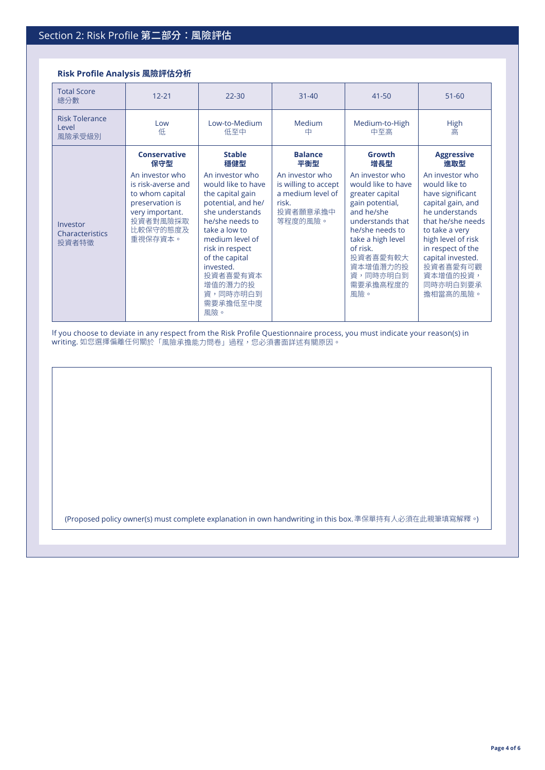## Section 2: Risk Profile 第二部分：風險評估

### Risk Profile Analysis 風險評估分析

| Total Score 總分數 | 12-21 | 22-30 | 31-40 | 41-50 | 51-60 |
|---|---|---|---|---|---|
| Risk Tolerance Level 風險承受級別 | Low 低 | Low-to-Medium 低至中 | Medium 中 | Medium-to-High 中至高 | High 高 |
| Investor Characteristics 投資者特徵 | **Conservative 保守型** An investor who is risk-averse and to whom capital preservation is very important. 投資者對風險採取比較保守的態度及重視保存資本。 | **Stable 穩健型** An investor who would like to have the capital gain potential, and he/she understands he/she needs to take a low to medium level of risk in respect of the capital invested. 投資者喜愛有資本增值的潛力的投資，同時亦明白到需要承擔低至中度風險。 | **Balance 平衡型** An investor who is willing to accept a medium level of risk. 投資者願意承擔中等程度的風險。 | **Growth 增長型** An investor who would like to have greater capital gain potential, and he/she understands that he/she needs to take a high level of risk. 投資者喜愛有較大資本增值潛力的投資，同時亦明白到需要承擔高程度的風險。 | **Aggressive 進取型** An investor who would like to have significant capital gain, and he understands that he/she needs to take a very high level of risk in respect of the capital invested. 投資者喜愛有可觀資本增值的投資，同時亦明白到要承擔相當高的風險。 |

If you choose to deviate in any respect from the Risk Profile Questionnaire process, you must indicate your reason(s) in writing. 如您選擇偏離任何關於「風險承擔能力問卷」過程，您必須書面詳述有關原因。

(Proposed policy owner(s) must complete explanation in own handwriting in this box. 準保單持有人必須在此親筆填寫解釋。)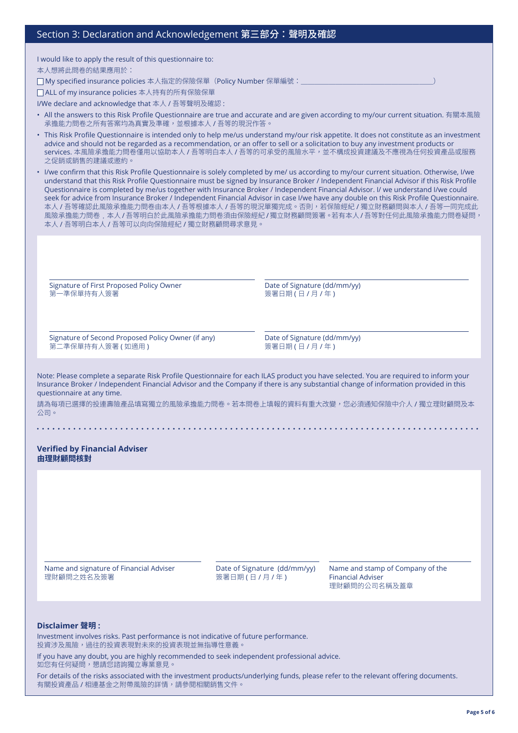## Section 3: Declaration and Acknowledgement 第三部分：聲明及確認

I would like to apply the result of this questionnaire to:
本人想將此問卷的結果應用於：

☐ My specified insurance policies 本人指定的保險保單（Policy Number 保單編號：________________________________）

☐ ALL of my insurance policies 本人持有的所有保險保單

I/We declare and acknowledge that 本人 / 吾等聲明及確認：

- All the answers to this Risk Profile Questionnaire are true and accurate and are given according to my/our current situation. 有關本風險承擔能力問卷之所有答案均為真實及準確，並根據本人 / 吾等的現況作答。
- This Risk Profile Questionnaire is intended only to help me/us understand my/our risk appetite. It does not constitute as an investment advice and should not be regarded as a recommendation, or an offer to sell or a solicitation to buy any investment products or services. 本風險承擔能力問卷僅用以協助本人 / 吾等明白本人 / 吾等的可承受的風險水平，並不構成投資建議及不應視為任何投資產品或服務之促銷或銷售的建議或邀約。
- I/we confirm that this Risk Profile Questionnaire is solely completed by me/ us according to my/our current situation. Otherwise, I/we understand that this Risk Profile Questionnaire must be signed by Insurance Broker / Independent Financial Advisor if this Risk Profile Questionnaire is completed by me/us together with Insurance Broker / Independent Financial Advisor. I/ we understand I/we could seek for advice from Insurance Broker / Independent Financial Advisor in case I/we have any double on this Risk Profile Questionnaire. 本人 / 吾等確認此風險承擔能力問卷由本人 / 吾等根據本人 / 吾等的現況單獨完成。否則，若保險經紀 / 獨立財務顧問與本人 / 吾等一同完成此風險承擔能力問卷，本人 / 吾等明白於此風險承擔能力問卷須由保險經紀 / 獨立財務顧問簽署。若有本人 / 吾等對任何此風險承擔能力問卷疑問，本人 / 吾等明白本人 / 吾等可以向向保險經紀 / 獨立財務顧問尋求意見。

| Signature of First Proposed Policy Owner<br>第一準保單持有人簽署 | Date of Signature (dd/mm/yy)<br>簽署日期 ( 日 / 月 / 年 ) |
|---|---|
| Signature of Second Proposed Policy Owner (if any)<br>第二準保單持有人簽署 ( 如適用 ) | Date of Signature (dd/mm/yy)<br>簽署日期 ( 日 / 月 / 年 ) |

Note: Please complete a separate Risk Profile Questionnaire for each ILAS product you have selected. You are required to inform your Insurance Broker / Independent Financial Advisor and the Company if there is any substantial change of information provided in this questionnaire at any time.

請為每項已選擇的投連壽險產品填寫獨立的風險承擔能力問卷。若本問卷上填報的資料有重大改變，您必須通知保險中介人 / 獨立理財顧問及本公司。

**Verified by Financial Adviser**
**由理財顧問核對**

| Name and signature of Financial Adviser<br>理財顧問之姓名及簽署 | Date of Signature (dd/mm/yy)<br>簽署日期 ( 日 / 月 / 年 ) | Name and stamp of Company of the Financial Adviser<br>理財顧問的公司名稱及蓋章 |
|---|---|---|

**Disclaimer 聲明：**

Investment involves risks. Past performance is not indicative of future performance.
投資涉及風險，過往的投資表現對未來的投資表現並無指導性意義。

If you have any doubt, you are highly recommended to seek independent professional advice.
如您有任何疑問，懇請您諮詢獨立專業意見。

For details of the risks associated with the investment products/underlying funds, please refer to the relevant offering documents.
有關投資產品 / 相連基金之附帶風險的詳情，請參閱相關銷售文件。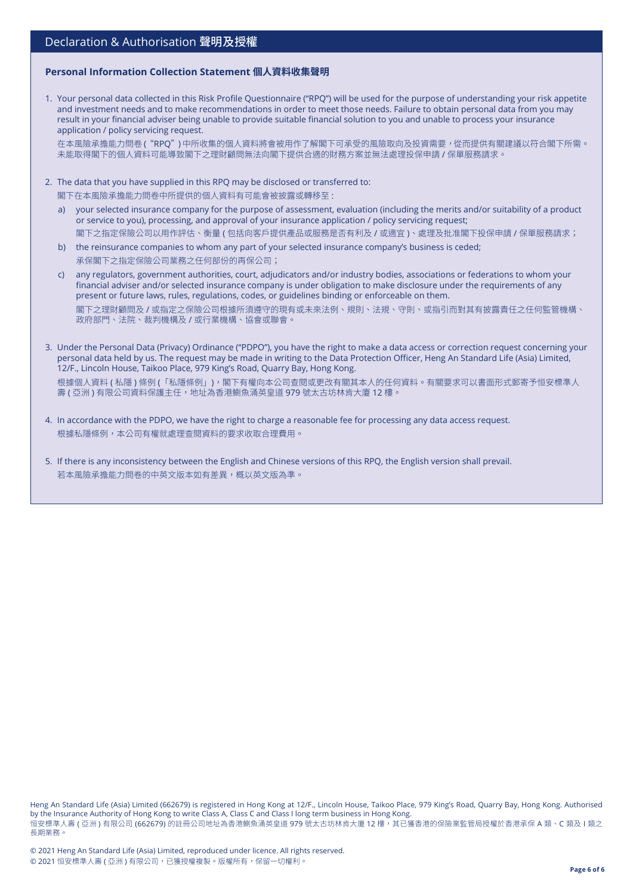## Declaration & Authorisation 聲明及授權

### Personal Information Collection Statement 個人資料收集聲明

1. Your personal data collected in this Risk Profile Questionnaire ("RPQ") will be used for the purpose of understanding your risk appetite and investment needs and to make recommendations in order to meet those needs. Failure to obtain personal data from you may result in your financial adviser being unable to provide suitable financial solution to you and unable to process your insurance application / policy servicing request.

   在本風險承擔能力問卷 (“RPQ”) 中所收集的個人資料將會被用作了解閣下可承受的風險取向及投資需要，從而提供有關建議以符合閣下所需。未能取得閣下的個人資料可能導致閣下之理財顧問無法向閣下提供合適的財務方案並無法處理投保申請 / 保單服務請求。

2. The data that you have supplied in this RPQ may be disclosed or transferred to:

   閣下在本風險承擔能力問卷中所提供的個人資料有可能會被披露或轉移至：

   a) your selected insurance company for the purpose of assessment, evaluation (including the merits and/or suitability of a product or service to you), processing, and approval of your insurance application / policy servicing request;

      閣下之指定保險公司以用作評估、衡量 ( 包括向客戶提供產品或服務是否有利及 / 或適宜 )、處理及批准閣下投保申請 / 保單服務請求；

   b) the reinsurance companies to whom any part of your selected insurance company's business is ceded;

      承保閣下之指定保險公司業務之任何部份的再保公司；

   c) any regulators, government authorities, court, adjudicators and/or industry bodies, associations or federations to whom your financial adviser and/or selected insurance company is under obligation to make disclosure under the requirements of any present or future laws, rules, regulations, codes, or guidelines binding or enforceable on them.

      閣下之理財顧問及 / 或指定之保險公司根據所須遵守的現有或未來法例、規則、法規、守則、或指引而對其有披露責任之任何監管機構、政府部門、法院、裁判機構及 / 或行業機構、協會或聯會。

3. Under the Personal Data (Privacy) Ordinance ("PDPO"), you have the right to make a data access or correction request concerning your personal data held by us. The request may be made in writing to the Data Protection Officer, Heng An Standard Life (Asia) Limited, 12/F., Lincoln House, Taikoo Place, 979 King's Road, Quarry Bay, Hong Kong.

   根據個人資料 ( 私隱 ) 條例 (「私隱條例」)，閣下有權向本公司查閱或更改有關其本人的任何資料。有關要求可以書面形式郵寄予恒安標準人壽 ( 亞洲 ) 有限公司資料保護主任，地址為香港鰂魚涌英皇道 979 號太古坊林肯大廈 12 樓。

4. In accordance with the PDPO, we have the right to charge a reasonable fee for processing any data access request.

   根據私隱條例，本公司有權就處理查閱資料的要求收取合理費用。

5. If there is any inconsistency between the English and Chinese versions of this RPQ, the English version shall prevail.

   若本風險承擔能力問卷的中英文版本如有差異，概以英文版為準。

Heng An Standard Life (Asia) Limited (662679) is registered in Hong Kong at 12/F., Lincoln House, Taikoo Place, 979 King's Road, Quarry Bay, Hong Kong. Authorised by the Insurance Authority of Hong Kong to write Class A, Class C and Class I long term business in Hong Kong.

恒安標準人壽 ( 亞洲 ) 有限公司 (662679) 的註冊公司地址為香港鰂魚涌英皇道 979 號太古坊林肯大廈 12 樓，其已獲香港的保險業監管局授權於香港承保 A 類、C 類及 I 類之長期業務。

© 2021 Heng An Standard Life (Asia) Limited, reproduced under licence. All rights reserved.

© 2021 恒安標準人壽 ( 亞洲 ) 有限公司，已獲授權複製。版權所有，保留一切權利。